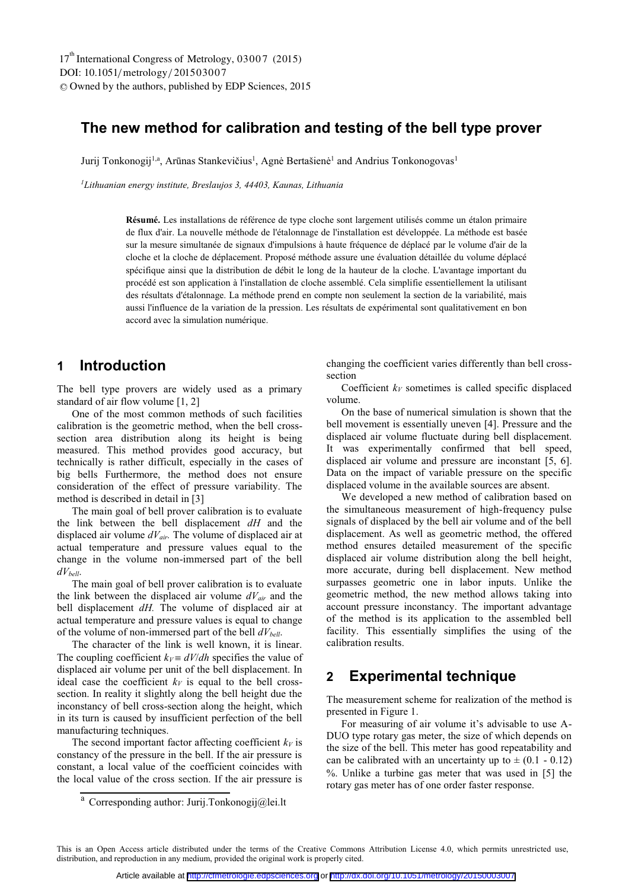# The new method for calibration and testing of the bell type prover

Jurij Tonkonogij[1,a], Arūnas Stankevičius[1], Agnė Bertašienė[1] and Andrius Tonkonogovas[1]

[1]*Lithuanian energy institute, Breslaujos 3, 44403, Kaunas, Lithuania*

**Résumé.** Les installations de référence de type cloche sont largement utilisés comme un étalon primaire de flux d'air. La nouvelle méthode de l'étalonnage de l'installation est développée. La méthode est basée sur la mesure simultanée de signaux d'impulsions à haute fréquence de déplacé par le volume d'air de la cloche et la cloche de déplacement. Proposé méthode assure une évaluation détaillée du volume déplacé spécifique ainsi que la distribution de débit le long de la hauteur de la cloche. L'avantage important du procédé est son application à l'installation de cloche assemblé. Cela simplifie essentiellement la utilisant des résultats d'étalonnage. La méthode prend en compte non seulement la section de la variabilité, mais aussi l'influence de la variation de la pression. Les résultats de expérimental sont qualitativement en bon accord avec la simulation numérique.

## 1 Introduction

The bell type provers are widely used as a primary standard of air flow volume [1, 2]

One of the most common methods of such facilities calibration is the geometric method, when the bell cross-section area distribution along its height is being measured. This method provides good accuracy, but technically is rather difficult, especially in the cases of big bells Furthermore, the method does not ensure consideration of the effect of pressure variability. The method is described in detail in [3]

The main goal of bell prover calibration is to evaluate the link between the bell displacement $dH$ and the displaced air volume $dV_{air}$. The volume of displaced air at actual temperature and pressure values equal to the change in the volume non-immersed part of the bell $dV_{bell}$.

The main goal of bell prover calibration is to evaluate the link between the displaced air volume $dV_{air}$ and the bell displacement $dH.$ The volume of displaced air at actual temperature and pressure values is equal to change of the volume of non-immersed part of the bell $dV_{bell}$.

The character of the link is well known, it is linear. The coupling coefficient $k_V \equiv dV/dh$ specifies the value of displaced air volume per unit of the bell displacement. In ideal case the coefficient $k_V$ is equal to the bell cross-section. In reality it slightly along the bell height due the inconstancy of bell cross-section along the height, which in its turn is caused by insufficient perfection of the bell manufacturing techniques.

The second important factor affecting coefficient $k_V$ is constancy of the pressure in the bell. If the air pressure is constant, a local value of the coefficient coincides with the local value of the cross section. If the air pressure is changing the coefficient varies differently than bell cross-section

Coefficient $k_V$ sometimes is called specific displaced volume.

On the base of numerical simulation is shown that the bell movement is essentially uneven [4]. Pressure and the displaced air volume fluctuate during bell displacement. It was experimentally confirmed that bell speed, displaced air volume and pressure are inconstant [5, 6]. Data on the impact of variable pressure on the specific displaced volume in the available sources are absent.

We developed a new method of calibration based on the simultaneous measurement of high-frequency pulse signals of displaced by the bell air volume and of the bell displacement. As well as geometric method, the offered method ensures detailed measurement of the specific displaced air volume distribution along the bell height, more accurate, during bell displacement. New method surpasses geometric one in labor inputs. Unlike the geometric method, the new method allows taking into account pressure inconstancy. The important advantage of the method is its application to the assembled bell facility. This essentially simplifies the using of the calibration results.

## 2 Experimental technique

The measurement scheme for realization of the method is presented in Figure 1.

For measuring of air volume it's advisable to use A-DUO type rotary gas meter, the size of which depends on the size of the bell. This meter has good repeatability and can be calibrated with an uncertainty up to $\pm$ (0.1 - 0.12) %. Unlike a turbine gas meter that was used in [5] the rotary gas meter has of one order faster response.

[a] Corresponding author: Jurij.Tonkonogij@lei.lt

This is an Open Access article distributed under the terms of the Creative Commons Attribution License 4.0, which permits unrestricted use, distribution, and reproduction in any medium, provided the original work is properly cited.

Article available at http://cfmetrologie.edpsciences.org or http://dx.doi.org/10.1051/metrology/20150003007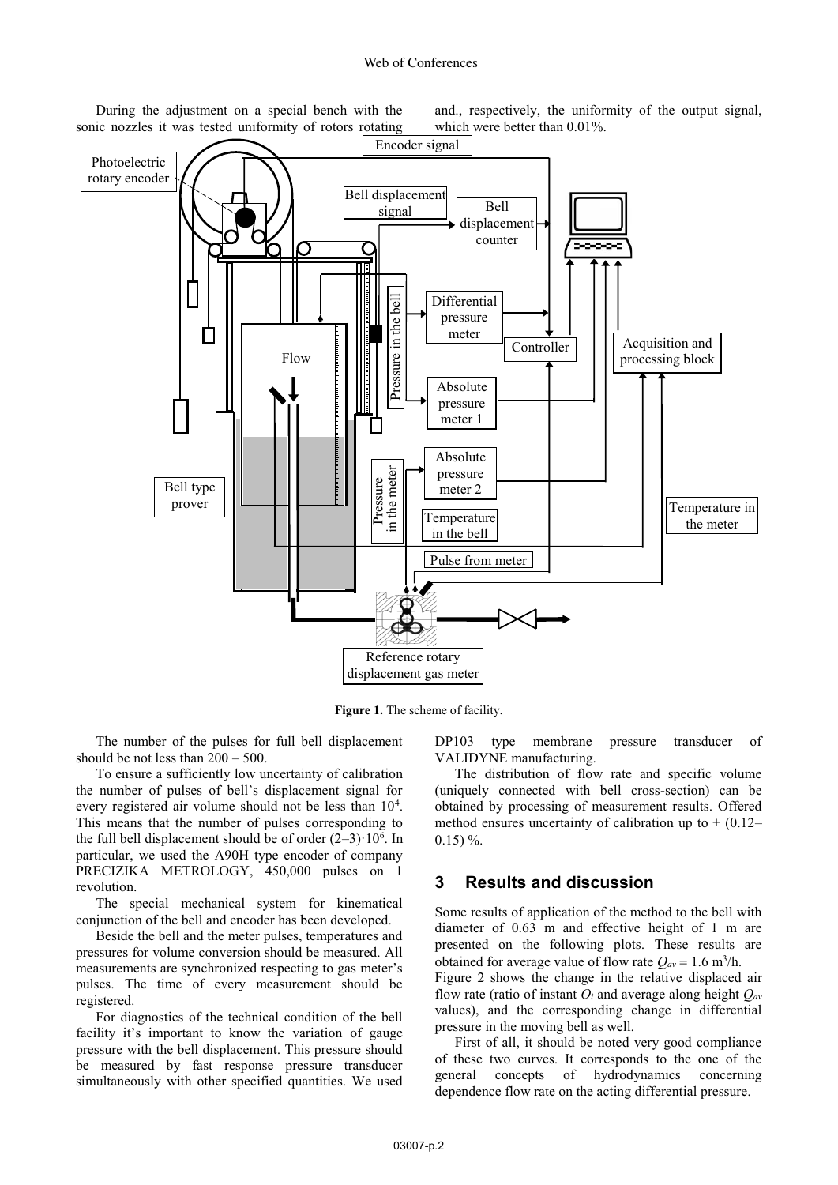During the adjustment on a special bench with the sonic nozzles it was tested uniformity of rotors rotating and., respectively, the uniformity of the output signal, which were better than 0.01%.

**Figure 1.** The scheme of facility.

The number of the pulses for full bell displacement should be not less than 200 – 500.

To ensure a sufficiently low uncertainty of calibration the number of pulses of bell's displacement signal for every registered air volume should not be less than $10^4$. This means that the number of pulses corresponding to the full bell displacement should be of order $(2–3)\cdot 10^6$. In particular, we used the A90H type encoder of company PRECIZIKA METROLOGY, 450,000 pulses on 1 revolution.

The special mechanical system for kinematical conjunction of the bell and encoder has been developed.

Beside the bell and the meter pulses, temperatures and pressures for volume conversion should be measured. All measurements are synchronized respecting to gas meter's pulses. The time of every measurement should be registered.

For diagnostics of the technical condition of the bell facility it's important to know the variation of gauge pressure with the bell displacement. This pressure should be measured by fast response pressure transducer simultaneously with other specified quantities. We used DP103 type membrane pressure transducer of VALIDYNE manufacturing.

The distribution of flow rate and specific volume (uniquely connected with bell cross-section) can be obtained by processing of measurement results. Offered method ensures uncertainty of calibration up to ± (0.12–0.15) %.

## 3 Results and discussion

Some results of application of the method to the bell with diameter of 0.63 m and effective height of 1 m are presented on the following plots. These results are obtained for average value of flow rate $Q_{av} = 1.6$ m$^3$/h.

Figure 2 shows the change in the relative displaced air flow rate (ratio of instant $O_i$ and average along height $Q_{av}$ values), and the corresponding change in differential pressure in the moving bell as well.

First of all, it should be noted very good compliance of these two curves. It corresponds to the one of the general concepts of hydrodynamics concerning dependence flow rate on the acting differential pressure.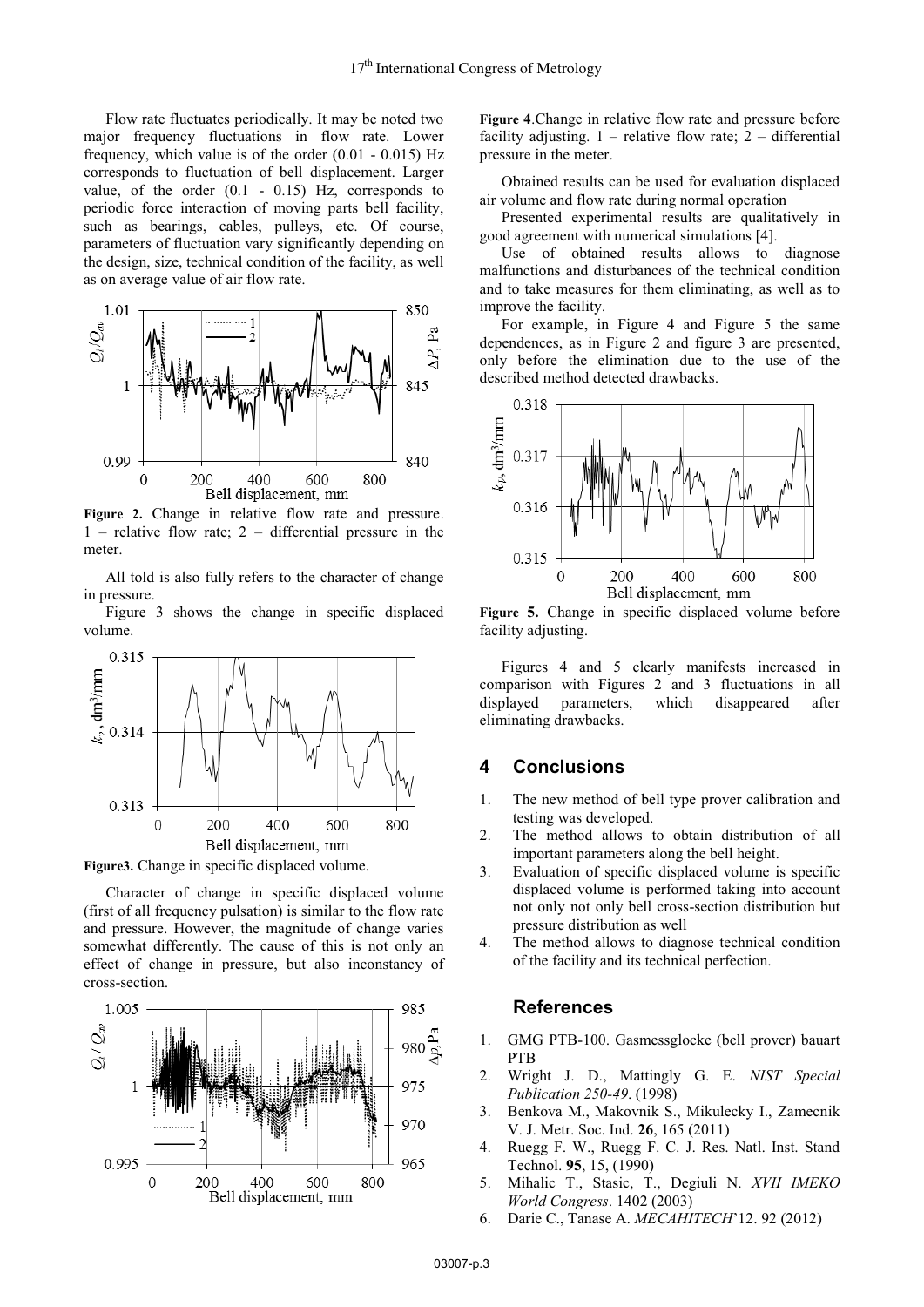Flow rate fluctuates periodically. It may be noted two major frequency fluctuations in flow rate. Lower frequency, which value is of the order (0.01 - 0.015) Hz corresponds to fluctuation of bell displacement. Larger value, of the order (0.1 - 0.15) Hz, corresponds to periodic force interaction of moving parts bell facility, such as bearings, cables, pulleys, etc. Of course, parameters of fluctuation vary significantly depending on the design, size, technical condition of the facility, as well as on average value of air flow rate.

1.01
1
0.99
0
200
400
600
800
Bell displacement, mm
$Q_i/Q_{av}$
850
845
840
$\Delta P$, Pa
1
2

**Figure 2.** Change in relative flow rate and pressure. 1 – relative flow rate; 2 – differential pressure in the meter.

All told is also fully refers to the character of change in pressure.

Figure 3 shows the change in specific displaced volume.

0.315
0.314
0.313
0
200
400
600
800
Bell displacement, mm
$k_v$, dm$^3$/mm

**Figure3.** Change in specific displaced volume.

Character of change in specific displaced volume (first of all frequency pulsation) is similar to the flow rate and pressure. However, the magnitude of change varies somewhat differently. The cause of this is not only an effect of change in pressure, but also inconstancy of cross-section.

1.005
1
0.995
0
200
400
600
800
Bell displacement, mm
$Q_i/Q_{av}$
985
980
975
970
965
$\Delta p$,Pa
1
2

**Figure 4**.Change in relative flow rate and pressure before facility adjusting. 1 – relative flow rate; 2 – differential pressure in the meter.

Obtained results can be used for evaluation displaced air volume and flow rate during normal operation

Presented experimental results are qualitatively in good agreement with numerical simulations [4].

Use of obtained results allows to diagnose malfunctions and disturbances of the technical condition and to take measures for them eliminating, as well as to improve the facility.

For example, in Figure 4 and Figure 5 the same dependences, as in Figure 2 and figure 3 are presented, only before the elimination due to the use of the described method detected drawbacks.

0.318
0.317
0.316
0.315
0
200
400
600
800
Bell displacement, mm
$k_v$, dm$^3$/mm

**Figure 5.** Change in specific displaced volume before facility adjusting.

Figures 4 and 5 clearly manifests increased in comparison with Figures 2 and 3 fluctuations in all displayed parameters, which disappeared after eliminating drawbacks.

## 4 Conclusions

1. The new method of bell type prover calibration and testing was developed.
2. The method allows to obtain distribution of all important parameters along the bell height.
3. Evaluation of specific displaced volume is specific displaced volume is performed taking into account not only not only bell cross-section distribution but pressure distribution as well
4. The method allows to diagnose technical condition of the facility and its technical perfection.

## References

1. GMG PTB-100. Gasmessglocke (bell prover) bauart PTB
2. Wright J. D., Mattingly G. E. *NIST Special Publication 250-49*. (1998)
3. Benkova M., Makovnik S., Mikulecky I., Zamecnik V. J. Metr. Soc. Ind. **26**, 165 (2011)
4. Ruegg F. W., Ruegg F. C. J. Res. Natl. Inst. Stand Technol. **95**, 15, (1990)
5. Mihalic T., Stasic, T., Degiuli N. *XVII IMEKO World Congress*. 1402 (2003)
6. Darie C., Tanase A. *MECAHITECH*'12. 92 (2012)